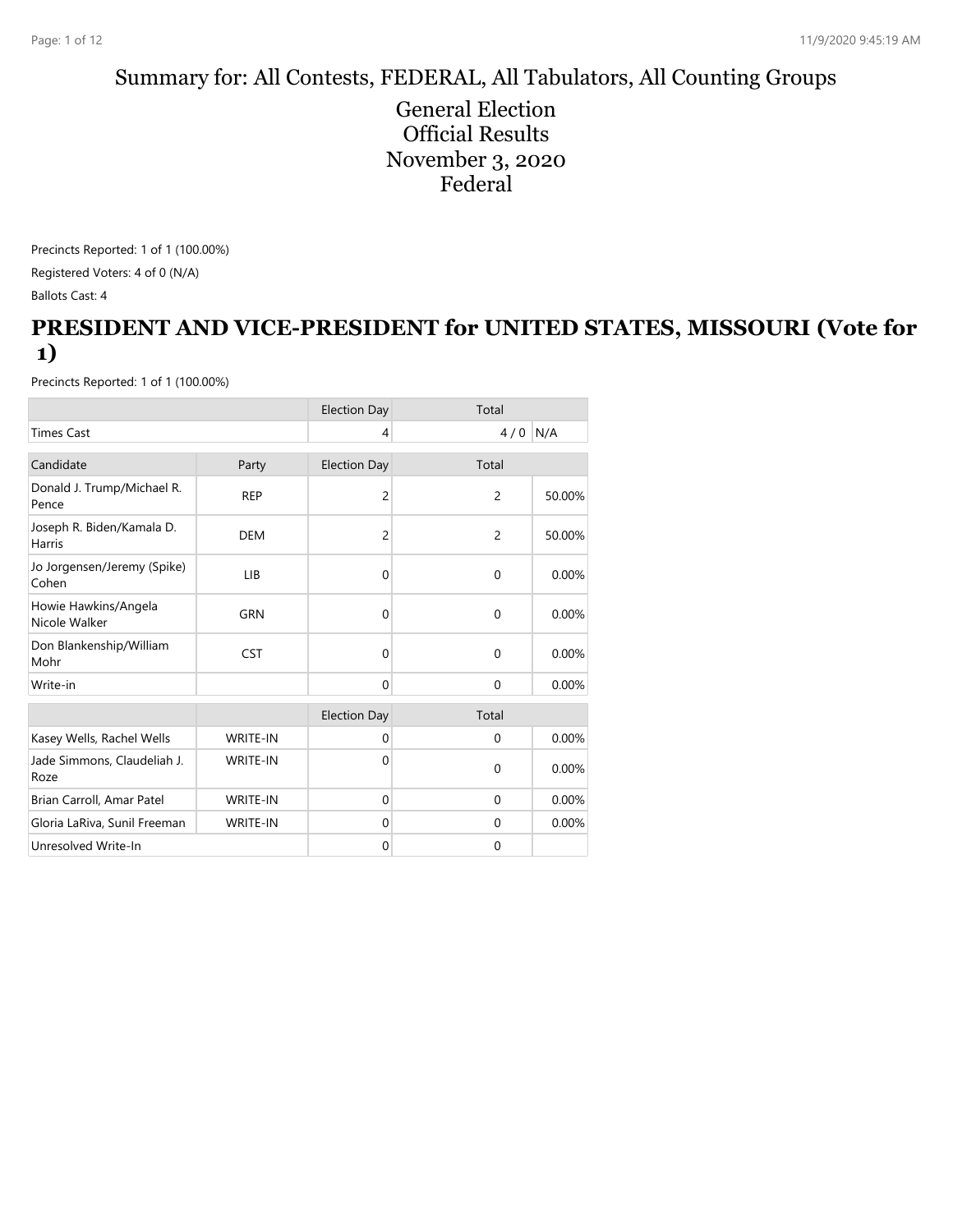Summary for: All Contests, FEDERAL, All Tabulators, All Counting Groups

# General Election
# Official Results
# November 3, 2020
# Federal

Precincts Reported: 1 of 1 (100.00%)

Registered Voters: 4 of 0 (N/A)

Ballots Cast: 4

## PRESIDENT AND VICE-PRESIDENT for UNITED STATES, MISSOURI (Vote for 1)

Precincts Reported: 1 of 1 (100.00%)

| | | Election Day | Total | |
|---|---|---|---|---|
| Times Cast | | 4 | 4 / 0 | N/A |

| Candidate | Party | Election Day | Total | |
|---|---|---|---|---|
| Donald J. Trump/Michael R. Pence | REP | 2 | 2 | 50.00% |
| Joseph R. Biden/Kamala D. Harris | DEM | 2 | 2 | 50.00% |
| Jo Jorgensen/Jeremy (Spike) Cohen | LIB | 0 | 0 | 0.00% |
| Howie Hawkins/Angela Nicole Walker | GRN | 0 | 0 | 0.00% |
| Don Blankenship/William Mohr | CST | 0 | 0 | 0.00% |
| Write-in | | 0 | 0 | 0.00% |

| | | Election Day | Total | |
|---|---|---|---|---|
| Kasey Wells, Rachel Wells | WRITE-IN | 0 | 0 | 0.00% |
| Jade Simmons, Claudeliah J. Roze | WRITE-IN | 0 | 0 | 0.00% |
| Brian Carroll, Amar Patel | WRITE-IN | 0 | 0 | 0.00% |
| Gloria LaRiva, Sunil Freeman | WRITE-IN | 0 | 0 | 0.00% |
| Unresolved Write-In | | 0 | 0 | |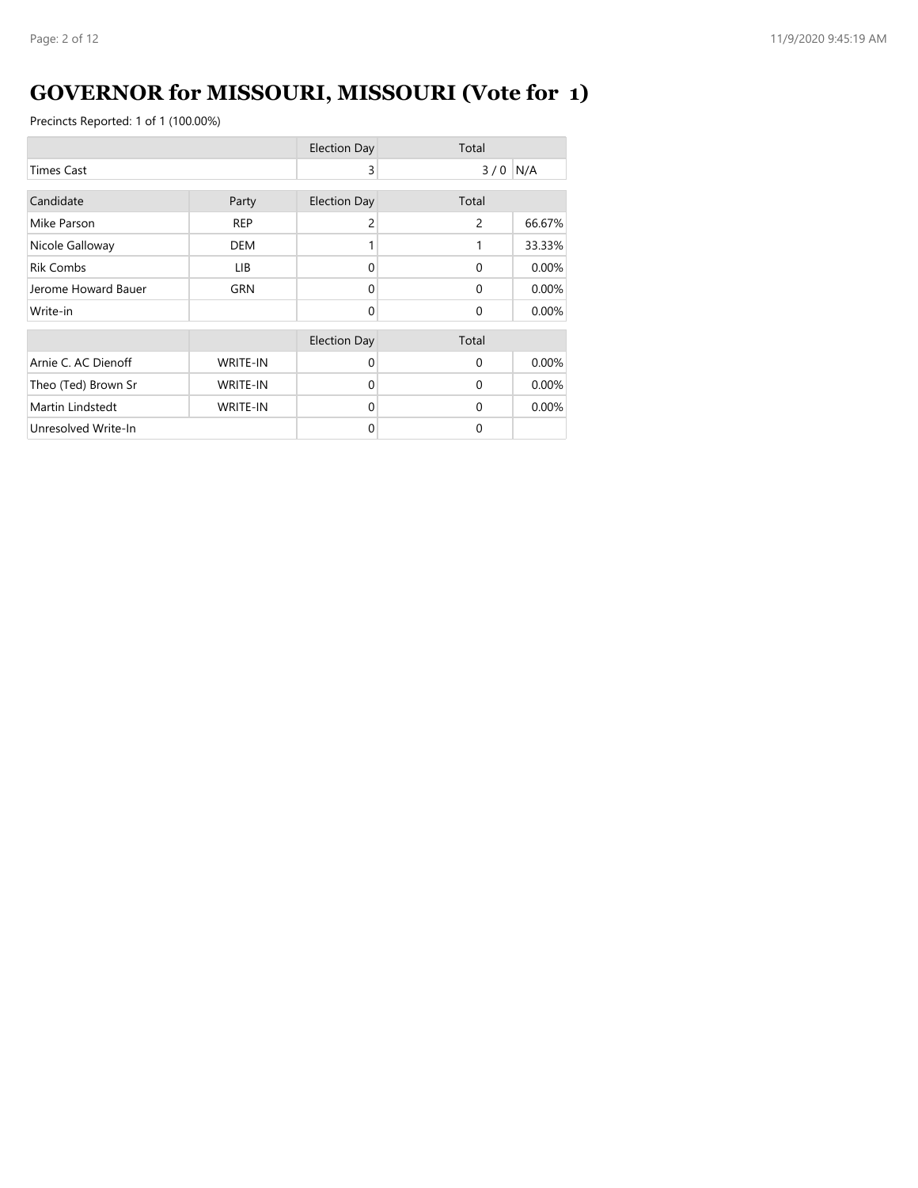# GOVERNOR for MISSOURI, MISSOURI (Vote for 1)

Precincts Reported: 1 of 1 (100.00%)

| | | Election Day | Total | |
|---|---|---|---|---|
| Times Cast | | 3 | 3 / 0 | N/A |

| Candidate | Party | Election Day | Total | |
|---|---|---|---|---|
| Mike Parson | REP | 2 | 2 | 66.67% |
| Nicole Galloway | DEM | 1 | 1 | 33.33% |
| Rik Combs | LIB | 0 | 0 | 0.00% |
| Jerome Howard Bauer | GRN | 0 | 0 | 0.00% |
| Write-in | | 0 | 0 | 0.00% |

| | | Election Day | Total | |
|---|---|---|---|---|
| Arnie C. AC Dienoff | WRITE-IN | 0 | 0 | 0.00% |
| Theo (Ted) Brown Sr | WRITE-IN | 0 | 0 | 0.00% |
| Martin Lindstedt | WRITE-IN | 0 | 0 | 0.00% |
| Unresolved Write-In | | 0 | 0 | |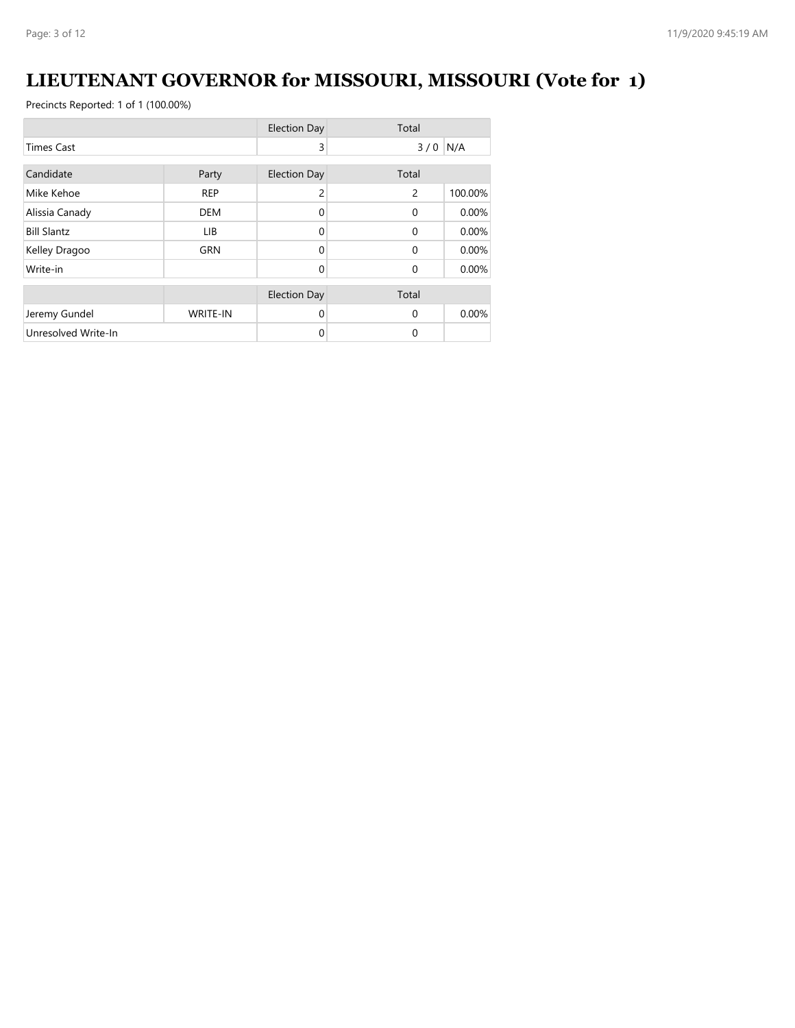# LIEUTENANT GOVERNOR for MISSOURI, MISSOURI (Vote for 1)

Precincts Reported: 1 of 1 (100.00%)

| | | Election Day | Total | |
|---|---|---|---|---|
| Times Cast | | 3 | 3 / 0 | N/A |

| Candidate | Party | Election Day | Total | |
|---|---|---|---|---|
| Mike Kehoe | REP | 2 | 2 | 100.00% |
| Alissia Canady | DEM | 0 | 0 | 0.00% |
| Bill Slantz | LIB | 0 | 0 | 0.00% |
| Kelley Dragoo | GRN | 0 | 0 | 0.00% |
| Write-in | | 0 | 0 | 0.00% |

| | | Election Day | Total | |
|---|---|---|---|---|
| Jeremy Gundel | WRITE-IN | 0 | 0 | 0.00% |
| Unresolved Write-In | | 0 | 0 | |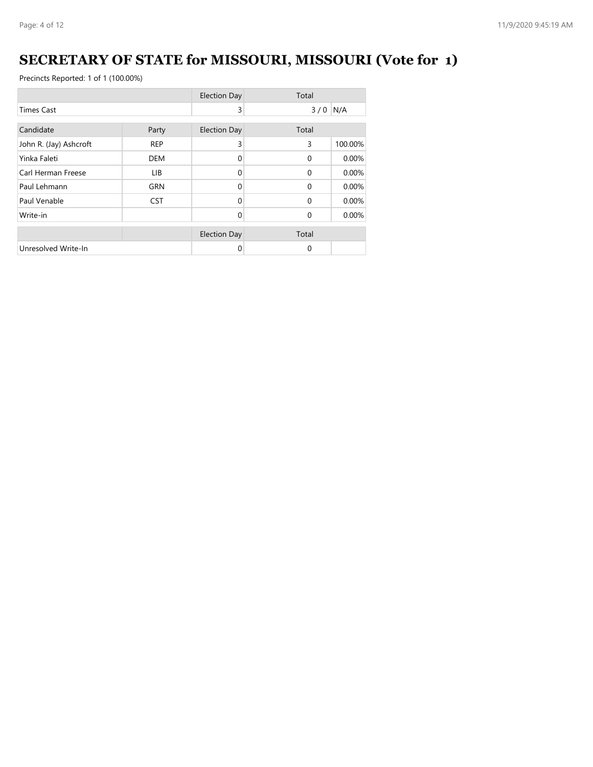# SECRETARY OF STATE for MISSOURI, MISSOURI (Vote for 1)

Precincts Reported: 1 of 1 (100.00%)

| | | Election Day | Total | |
|---|---|---|---|---|
| Times Cast | | 3 | 3 / 0 | N/A |

| Candidate | Party | Election Day | Total | |
|---|---|---|---|---|
| John R. (Jay) Ashcroft | REP | 3 | 3 | 100.00% |
| Yinka Faleti | DEM | 0 | 0 | 0.00% |
| Carl Herman Freese | LIB | 0 | 0 | 0.00% |
| Paul Lehmann | GRN | 0 | 0 | 0.00% |
| Paul Venable | CST | 0 | 0 | 0.00% |
| Write-in | | 0 | 0 | 0.00% |

| | | Election Day | Total | |
|---|---|---|---|---|
| Unresolved Write-In | | 0 | 0 | |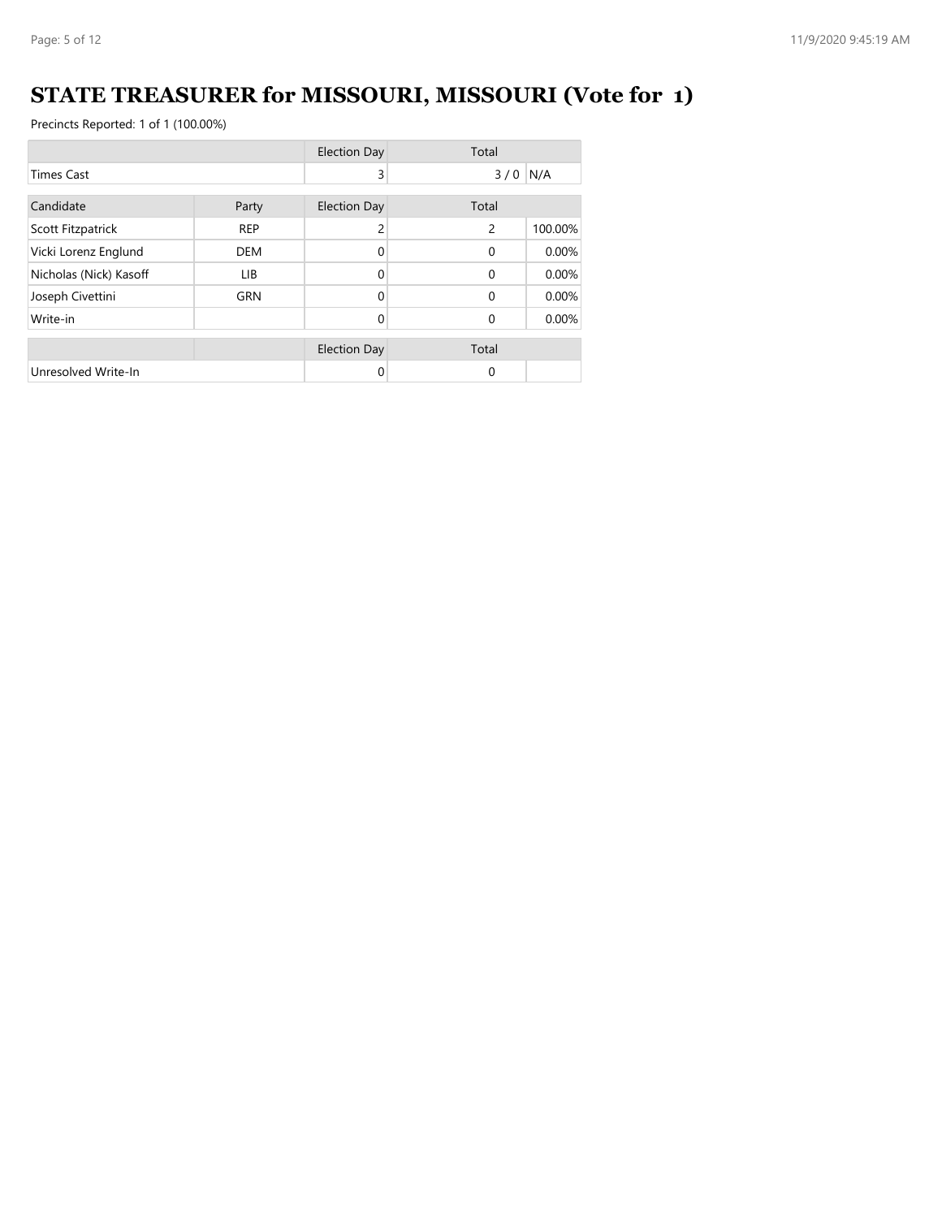# STATE TREASURER for MISSOURI, MISSOURI (Vote for 1)

Precincts Reported: 1 of 1 (100.00%)

| | | Election Day | Total | |
|---|---|---|---|---|
| Times Cast | | 3 | 3 / 0 | N/A |

| Candidate | Party | Election Day | Total | |
|---|---|---|---|---|
| Scott Fitzpatrick | REP | 2 | 2 | 100.00% |
| Vicki Lorenz Englund | DEM | 0 | 0 | 0.00% |
| Nicholas (Nick) Kasoff | LIB | 0 | 0 | 0.00% |
| Joseph Civettini | GRN | 0 | 0 | 0.00% |
| Write-in | | 0 | 0 | 0.00% |

| | | Election Day | Total | |
|---|---|---|---|---|
| Unresolved Write-In | | 0 | 0 | |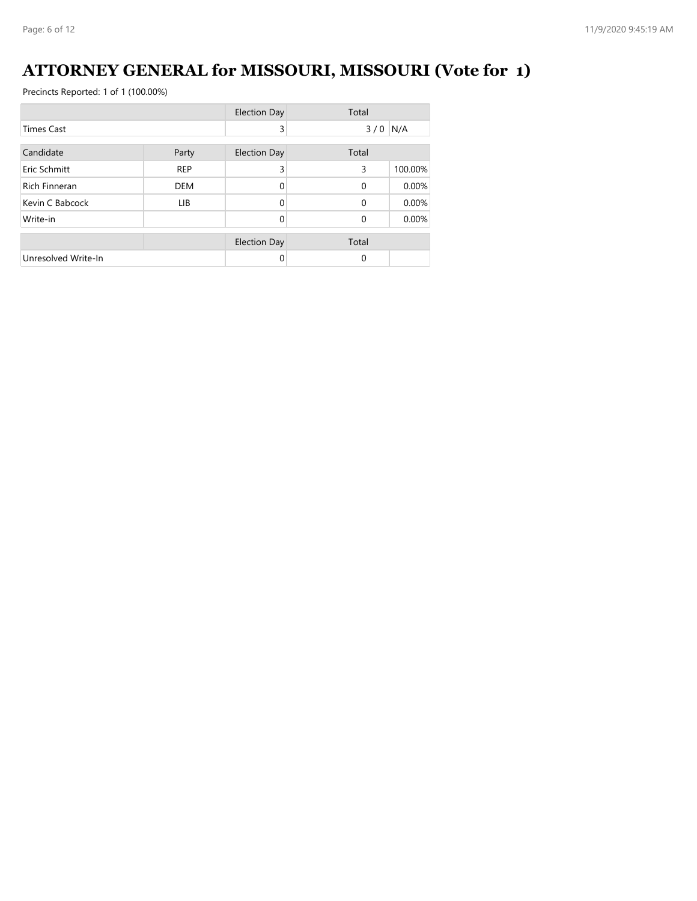# ATTORNEY GENERAL for MISSOURI, MISSOURI (Vote for 1)

Precincts Reported: 1 of 1 (100.00%)

| | | Election Day | Total | |
|---|---|---|---|---|
| Times Cast | | 3 | 3 / 0 | N/A |

| Candidate | Party | Election Day | Total | |
|---|---|---|---|---|
| Eric Schmitt | REP | 3 | 3 | 100.00% |
| Rich Finneran | DEM | 0 | 0 | 0.00% |
| Kevin C Babcock | LIB | 0 | 0 | 0.00% |
| Write-in | | 0 | 0 | 0.00% |

| | | Election Day | Total | |
|---|---|---|---|---|
| Unresolved Write-In | | 0 | 0 | |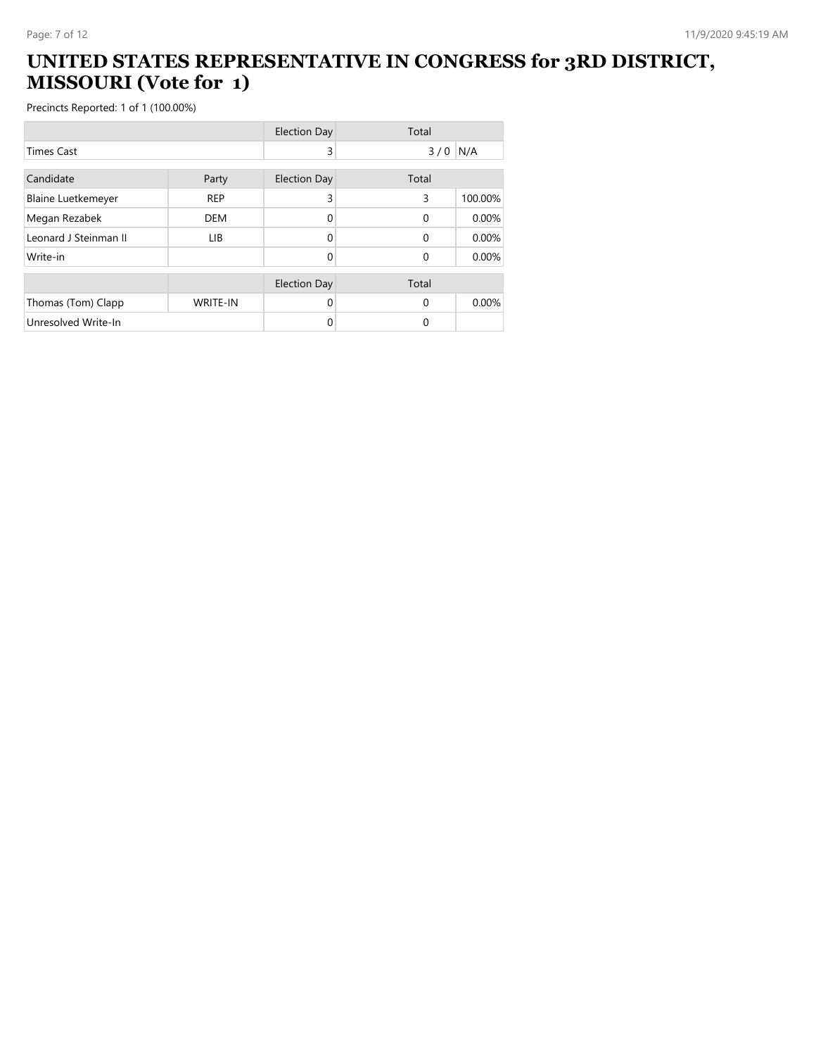# UNITED STATES REPRESENTATIVE IN CONGRESS for 3RD DISTRICT, MISSOURI (Vote for 1)

Precincts Reported: 1 of 1 (100.00%)

| | | Election Day | Total | |
|---|---|---|---|---|
| Times Cast | | 3 | 3 / 0 | N/A |

| Candidate | Party | Election Day | Total | |
|---|---|---|---|---|
| Blaine Luetkemeyer | REP | 3 | 3 | 100.00% |
| Megan Rezabek | DEM | 0 | 0 | 0.00% |
| Leonard J Steinman II | LIB | 0 | 0 | 0.00% |
| Write-in | | 0 | 0 | 0.00% |

| | | Election Day | Total | |
|---|---|---|---|---|
| Thomas (Tom) Clapp | WRITE-IN | 0 | 0 | 0.00% |
| Unresolved Write-In | | 0 | 0 | |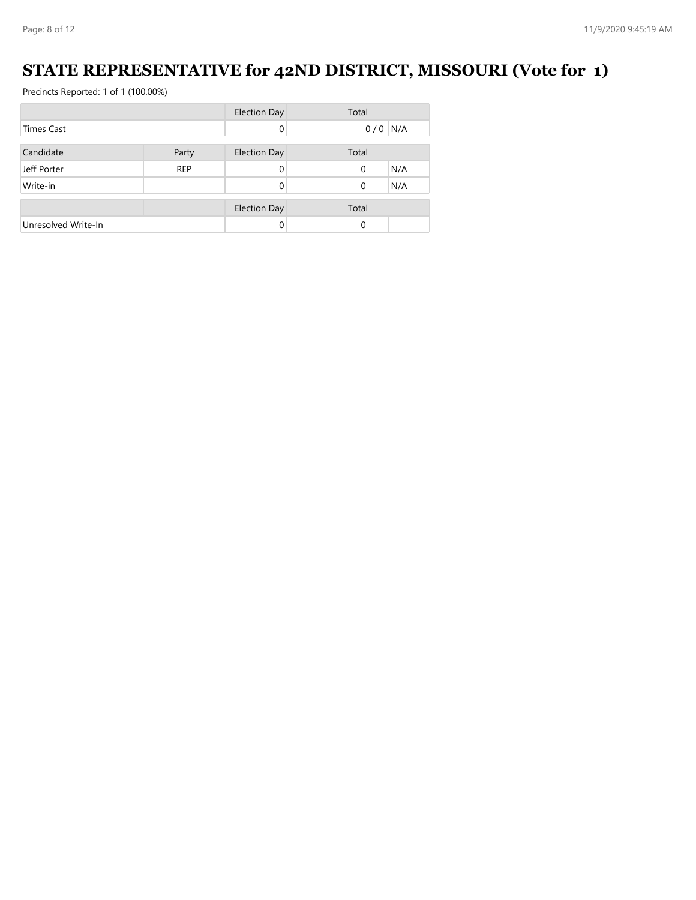# STATE REPRESENTATIVE for 42ND DISTRICT, MISSOURI (Vote for 1)

Precincts Reported: 1 of 1 (100.00%)

| | Election Day | Total | |
|---|---|---|---|
| Times Cast | 0 | 0 / 0 | N/A |

| Candidate | Party | Election Day | Total | |
|---|---|---|---|---|
| Jeff Porter | REP | 0 | 0 | N/A |
| Write-in | | 0 | 0 | N/A |

| | | Election Day | Total | |
|---|---|---|---|---|
| Unresolved Write-In | | 0 | 0 | |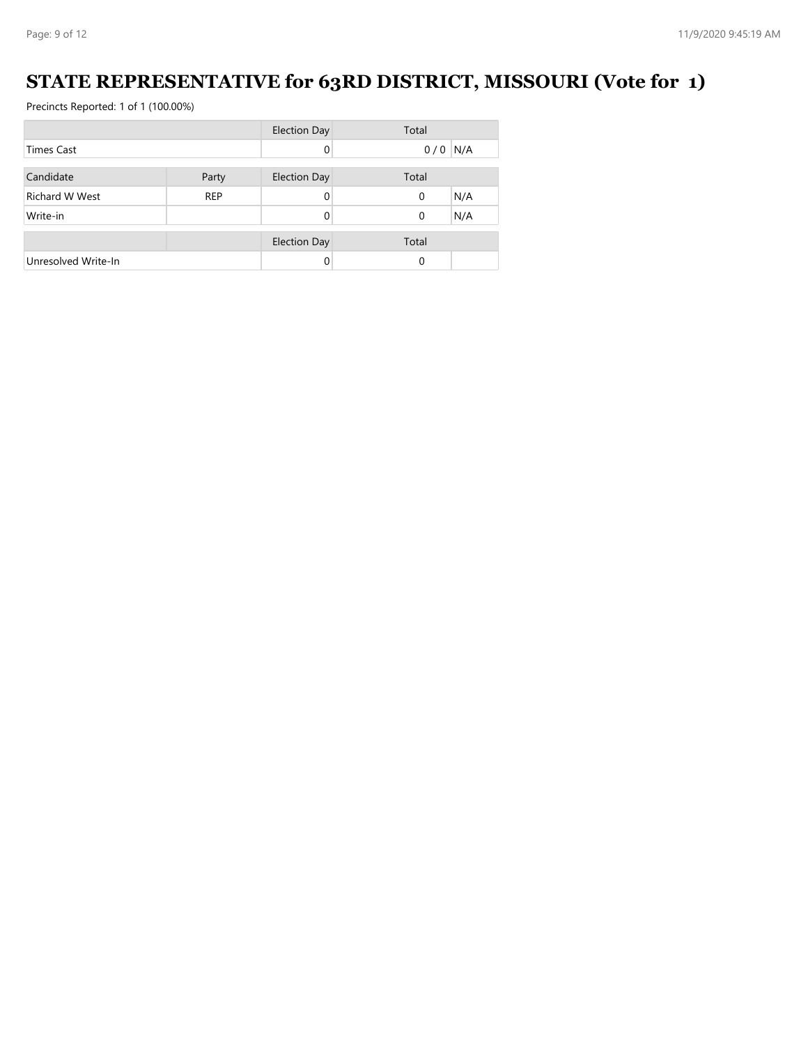# STATE REPRESENTATIVE for 63RD DISTRICT, MISSOURI (Vote for 1)

Precincts Reported: 1 of 1 (100.00%)

| | | Election Day | Total | |
|---|---|---|---|---|
| Times Cast | | 0 | 0 / 0 | N/A |

| Candidate | Party | Election Day | Total | |
|---|---|---|---|---|
| Richard W West | REP | 0 | 0 | N/A |
| Write-in | | 0 | 0 | N/A |

| | | Election Day | Total | |
|---|---|---|---|---|
| Unresolved Write-In | | 0 | 0 | |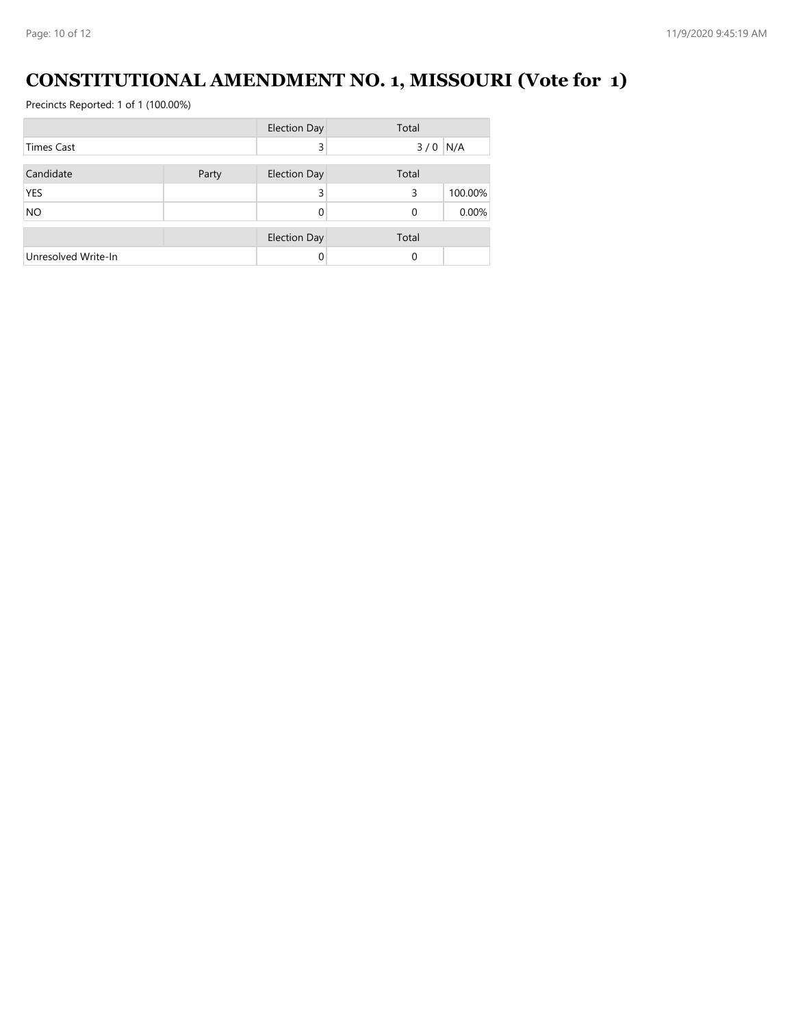# CONSTITUTIONAL AMENDMENT NO. 1, MISSOURI (Vote for 1)

Precincts Reported: 1 of 1 (100.00%)

| | | Election Day | Total | |
|---|---|---|---|---|
| Times Cast | | 3 | 3 / 0 | N/A |

| Candidate | Party | Election Day | Total | |
|---|---|---|---|---|
| YES | | 3 | 3 | 100.00% |
| NO | | 0 | 0 | 0.00% |

| | | Election Day | Total | |
|---|---|---|---|---|
| Unresolved Write-In | | 0 | 0 | |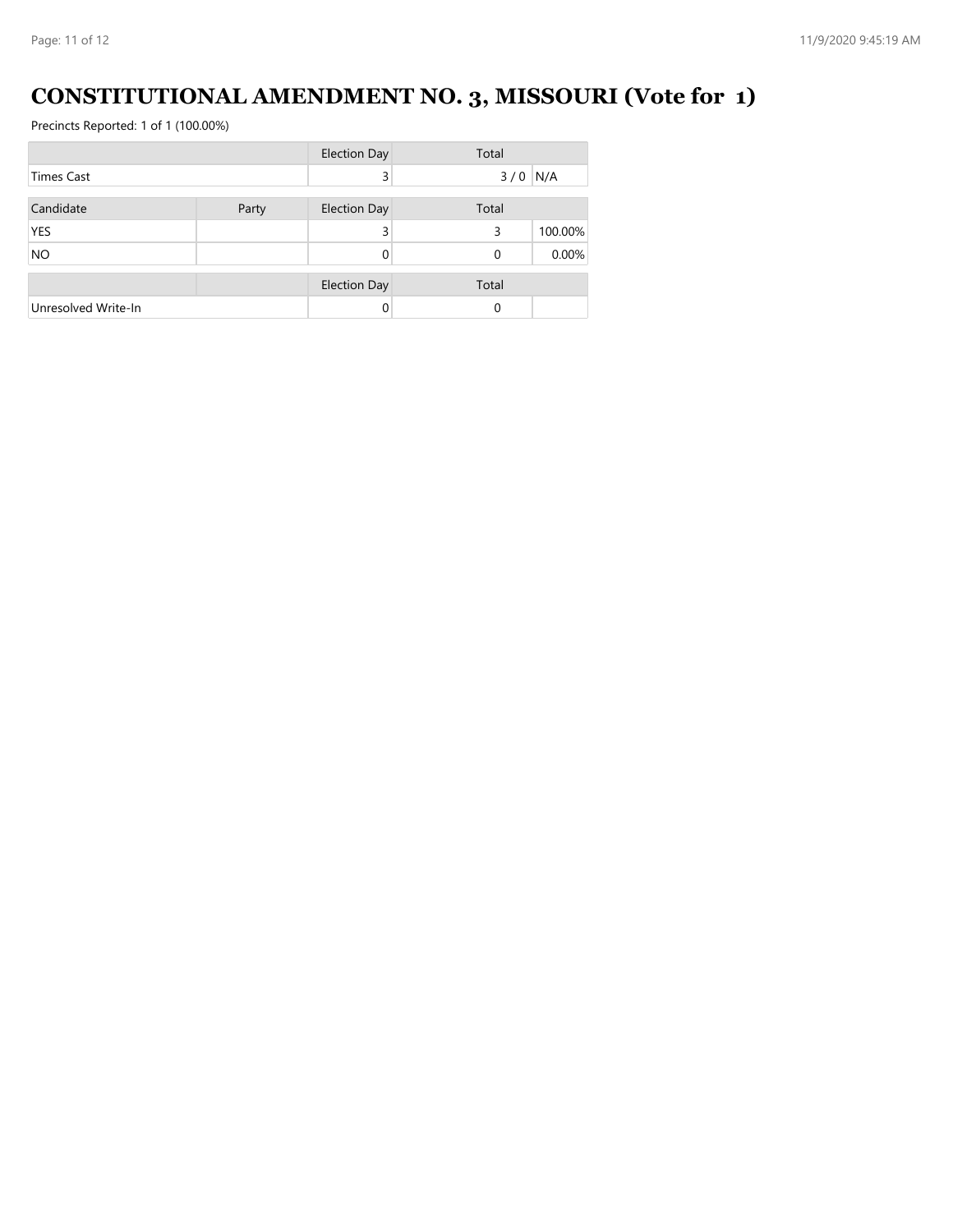# CONSTITUTIONAL AMENDMENT NO. 3, MISSOURI (Vote for 1)

Precincts Reported: 1 of 1 (100.00%)

| | | Election Day | Total | |
|---|---|---|---|---|
| Times Cast | | 3 | 3 / 0 | N/A |

| Candidate | Party | Election Day | Total | |
|---|---|---|---|---|
| YES | | 3 | 3 | 100.00% |
| NO | | 0 | 0 | 0.00% |

| | | Election Day | Total | |
|---|---|---|---|---|
| Unresolved Write-In | | 0 | 0 | |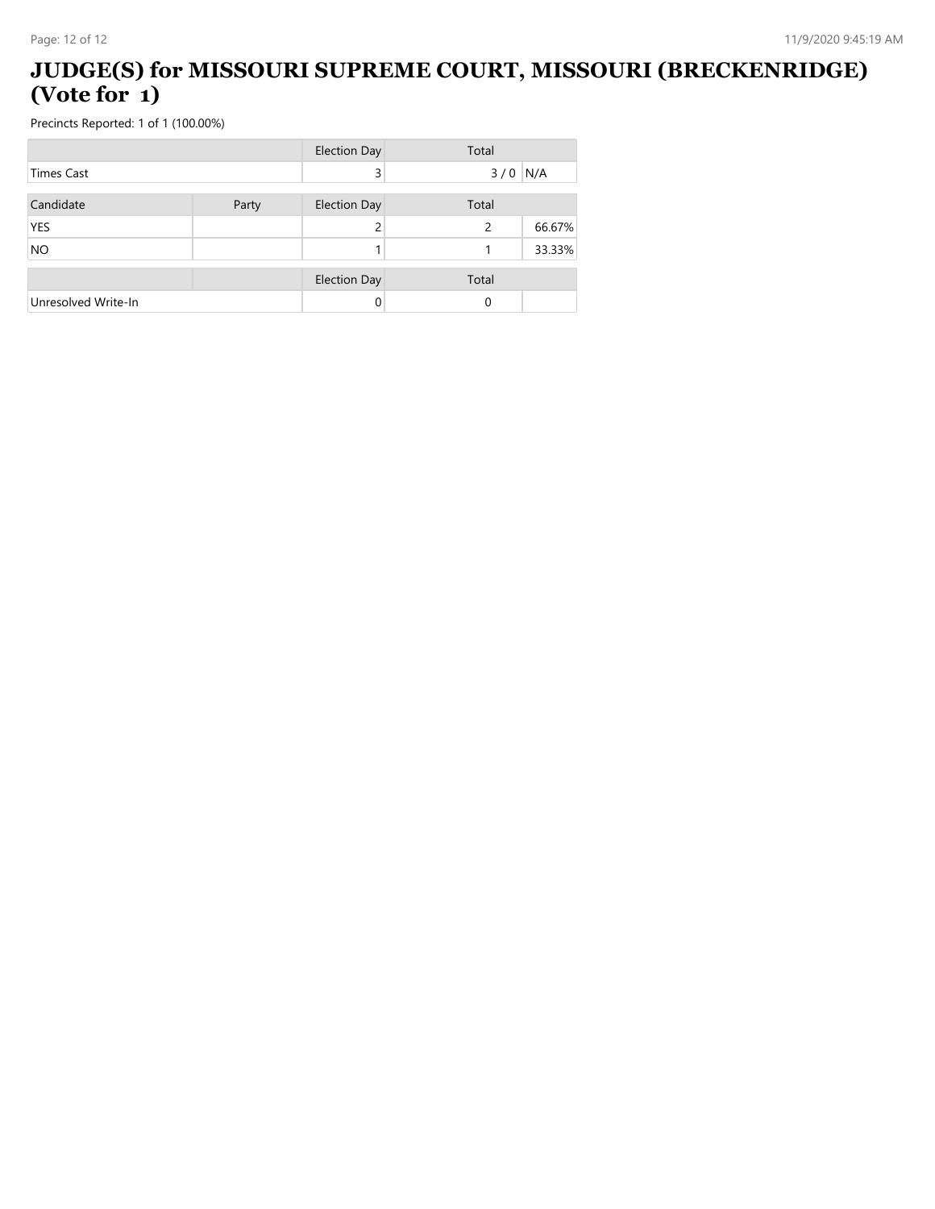# JUDGE(S) for MISSOURI SUPREME COURT, MISSOURI (BRECKENRIDGE) (Vote for 1)

Precincts Reported: 1 of 1 (100.00%)

| | | Election Day | Total | |
|---|---|---|---|---|
| Times Cast | | 3 | 3 / 0 | N/A |
| **Candidate** | **Party** | **Election Day** | **Total** | |
| YES | | 2 | 2 | 66.67% |
| NO | | 1 | 1 | 33.33% |
| | | **Election Day** | **Total** | |
| Unresolved Write-In | | 0 | 0 | |